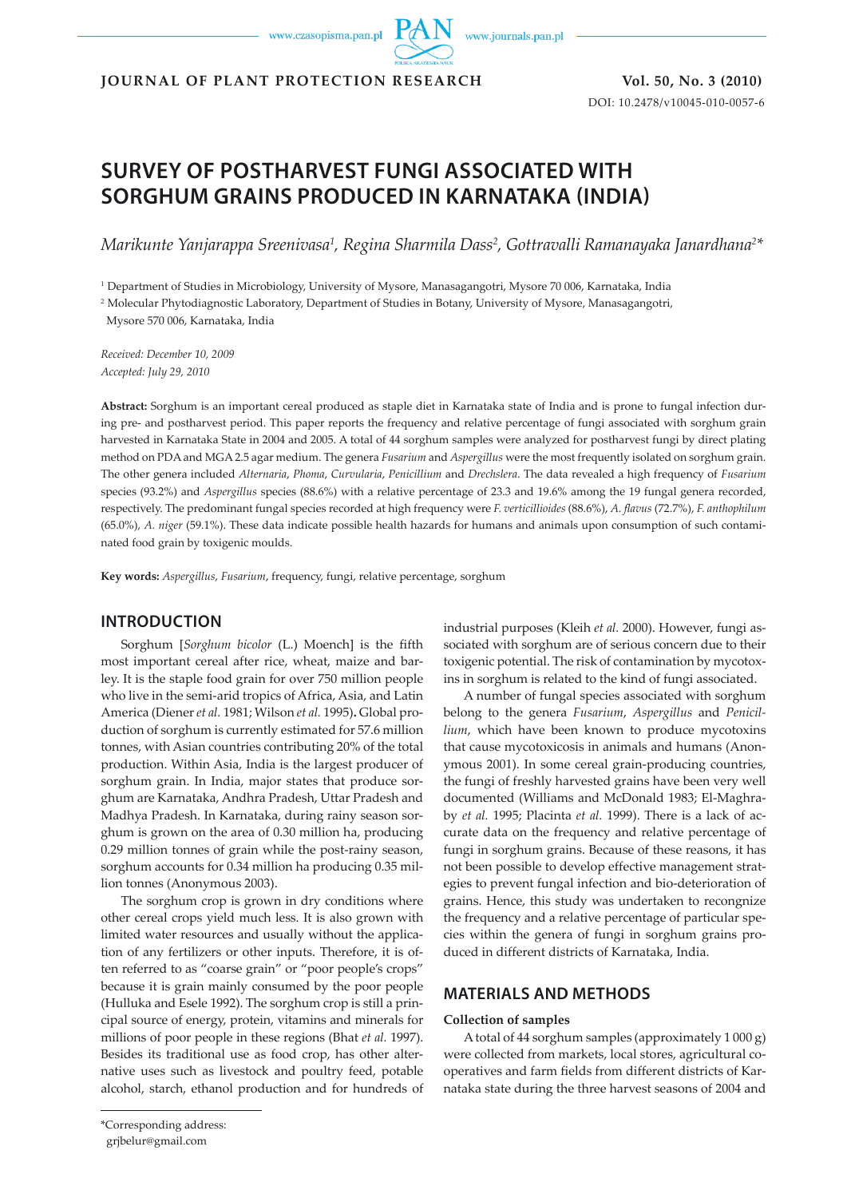# SURVEY OF POSTHARVEST FUNGI ASSOCIATED WITH SORGHUM GRAINS PRODUCED IN KARNATAKA (INDIA)

*Marikunte Yanjarappa Sreenivasa[1], Regina Sharmila Dass[2], Gottravalli Ramanayaka Janardhana[2]\**

[1] Department of Studies in Microbiology, University of Mysore, Manasagangotri, Mysore 70 006, Karnataka, India

[2] Molecular Phytodiagnostic Laboratory, Department of Studies in Botany, University of Mysore, Manasagangotri, Mysore 570 006, Karnataka, India

*Received: December 10, 2009*
*Accepted: July 29, 2010*

**Abstract:** Sorghum is an important cereal produced as staple diet in Karnataka state of India and is prone to fungal infection during pre- and postharvest period. This paper reports the frequency and relative percentage of fungi associated with sorghum grain harvested in Karnataka State in 2004 and 2005. A total of 44 sorghum samples were analyzed for postharvest fungi by direct plating method on PDA and MGA 2.5 agar medium. The genera *Fusarium* and *Aspergillus* were the most frequently isolated on sorghum grain. The other genera included *Alternaria*, *Phoma*, *Curvularia*, *Penicillium* and *Drechslera*. The data revealed a high frequency of *Fusarium* species (93.2%) and *Aspergillus* species (88.6%) with a relative percentage of 23.3 and 19.6% among the 19 fungal genera recorded, respectively. The predominant fungal species recorded at high frequency were *F. verticillioides* (88.6%), *A. flavus* (72.7%), *F. anthophilum* (65.0%), *A. niger* (59.1%). These data indicate possible health hazards for humans and animals upon consumption of such contaminated food grain by toxigenic moulds.

**Key words:** *Aspergillus*, *Fusarium*, frequency, fungi, relative percentage, sorghum

## INTRODUCTION

Sorghum [*Sorghum bicolor* (L.) Moench] is the fifth most important cereal after rice, wheat, maize and barley. It is the staple food grain for over 750 million people who live in the semi-arid tropics of Africa, Asia, and Latin America (Diener *et al.* 1981; Wilson *et al.* 1995). Global production of sorghum is currently estimated for 57.6 million tonnes, with Asian countries contributing 20% of the total production. Within Asia, India is the largest producer of sorghum grain. In India, major states that produce sorghum are Karnataka, Andhra Pradesh, Uttar Pradesh and Madhya Pradesh. In Karnataka, during rainy season sorghum is grown on the area of 0.30 million ha, producing 0.29 million tonnes of grain while the post-rainy season, sorghum accounts for 0.34 million ha producing 0.35 million tonnes (Anonymous 2003).

The sorghum crop is grown in dry conditions where other cereal crops yield much less. It is also grown with limited water resources and usually without the application of any fertilizers or other inputs. Therefore, it is often referred to as "coarse grain" or "poor people's crops" because it is grain mainly consumed by the poor people (Hulluka and Esele 1992). The sorghum crop is still a principal source of energy, protein, vitamins and minerals for millions of poor people in these regions (Bhat *et al.* 1997). Besides its traditional use as food crop, has other alternative uses such as livestock and poultry feed, potable alcohol, starch, ethanol production and for hundreds of industrial purposes (Kleih *et al.* 2000). However, fungi associated with sorghum are of serious concern due to their toxigenic potential. The risk of contamination by mycotoxins in sorghum is related to the kind of fungi associated.

A number of fungal species associated with sorghum belong to the genera *Fusarium*, *Aspergillus* and *Penicillium*, which have been known to produce mycotoxins that cause mycotoxicosis in animals and humans (Anonymous 2001). In some cereal grain-producing countries, the fungi of freshly harvested grains have been very well documented (Williams and McDonald 1983; El-Maghraby *et al.* 1995; Placinta *et al.* 1999). There is a lack of accurate data on the frequency and relative percentage of fungi in sorghum grains. Because of these reasons, it has not been possible to develop effective management strategies to prevent fungal infection and bio-deterioration of grains. Hence, this study was undertaken to recongnize the frequency and a relative percentage of particular species within the genera of fungi in sorghum grains produced in different districts of Karnataka, India.

## MATERIALS AND METHODS

### Collection of samples

A total of 44 sorghum samples (approximately 1 000 g) were collected from markets, local stores, agricultural cooperatives and farm fields from different districts of Karnataka state during the three harvest seasons of 2004 and

\*Corresponding address:
grjbelur@gmail.com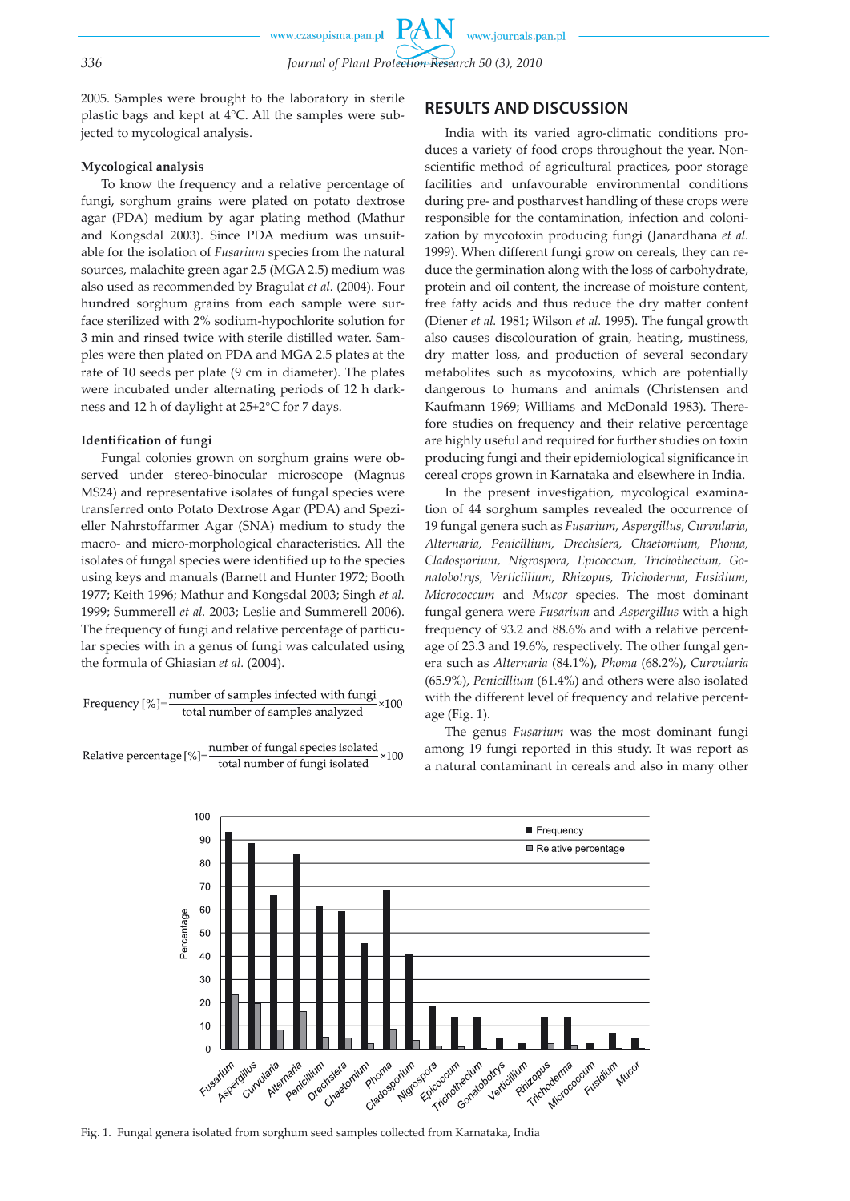2005. Samples were brought to the laboratory in sterile plastic bags and kept at 4°C. All the samples were subjected to mycological analysis.

### Mycological analysis

To know the frequency and a relative percentage of fungi, sorghum grains were plated on potato dextrose agar (PDA) medium by agar plating method (Mathur and Kongsdal 2003). Since PDA medium was unsuitable for the isolation of *Fusarium* species from the natural sources, malachite green agar 2.5 (MGA 2.5) medium was also used as recommended by Bragulat *et al.* (2004). Four hundred sorghum grains from each sample were surface sterilized with 2% sodium-hypochlorite solution for 3 min and rinsed twice with sterile distilled water. Samples were then plated on PDA and MGA 2.5 plates at the rate of 10 seeds per plate (9 cm in diameter). The plates were incubated under alternating periods of 12 h darkness and 12 h of daylight at 25±2°C for 7 days.

### Identification of fungi

Fungal colonies grown on sorghum grains were observed under stereo-binocular microscope (Magnus MS24) and representative isolates of fungal species were transferred onto Potato Dextrose Agar (PDA) and Spezieller Nahrstoffarmer Agar (SNA) medium to study the macro- and micro-morphological characteristics. All the isolates of fungal species were identified up to the species using keys and manuals (Barnett and Hunter 1972; Booth 1977; Keith 1996; Mathur and Kongsdal 2003; Singh *et al.* 1999; Summerell *et al.* 2003; Leslie and Summerell 2006). The frequency of fungi and relative percentage of particular species with in a genus of fungi was calculated using the formula of Ghiasian *et al.* (2004).

$$\text{Frequency [\%]} = \frac{\text{number of samples infected with fungi}}{\text{total number of samples analyzed}} \times 100$$

$$\text{Relative percentage [\%]} = \frac{\text{number of fungal species isolated}}{\text{total number of fungi isolated}} \times 100$$

## RESULTS AND DISCUSSION

India with its varied agro-climatic conditions produces a variety of food crops throughout the year. Non-scientific method of agricultural practices, poor storage facilities and unfavourable environmental conditions during pre- and postharvest handling of these crops were responsible for the contamination, infection and colonization by mycotoxin producing fungi (Janardhana *et al.* 1999). When different fungi grow on cereals, they can reduce the germination along with the loss of carbohydrate, protein and oil content, the increase of moisture content, free fatty acids and thus reduce the dry matter content (Diener *et al.* 1981; Wilson *et al.* 1995). The fungal growth also causes discolouration of grain, heating, mustiness, dry matter loss, and production of several secondary metabolites such as mycotoxins, which are potentially dangerous to humans and animals (Christensen and Kaufmann 1969; Williams and McDonald 1983). Therefore studies on frequency and their relative percentage are highly useful and required for further studies on toxin producing fungi and their epidemiological significance in cereal crops grown in Karnataka and elsewhere in India.

In the present investigation, mycological examination of 44 sorghum samples revealed the occurrence of 19 fungal genera such as *Fusarium, Aspergillus, Curvularia, Alternaria, Penicillium, Drechslera, Chaetomium, Phoma, Cladosporium, Nigrospora, Epicoccum, Trichothecium, Gonatobotrys, Verticillium, Rhizopus, Trichoderma, Fusidium, Micrococcum* and *Mucor* species. The most dominant fungal genera were *Fusarium* and *Aspergillus* with a high frequency of 93.2 and 88.6% and with a relative percentage of 23.3 and 19.6%, respectively. The other fungal genera such as *Alternaria* (84.1%), *Phoma* (68.2%), *Curvularia* (65.9%), *Penicillium* (61.4%) and others were also isolated with the different level of frequency and relative percentage (Fig. 1).

The genus *Fusarium* was the most dominant fungi among 19 fungi reported in this study. It was report as a natural contaminant in cereals and also in many other

Fig. 1. Fungal genera isolated from sorghum seed samples collected from Karnataka, India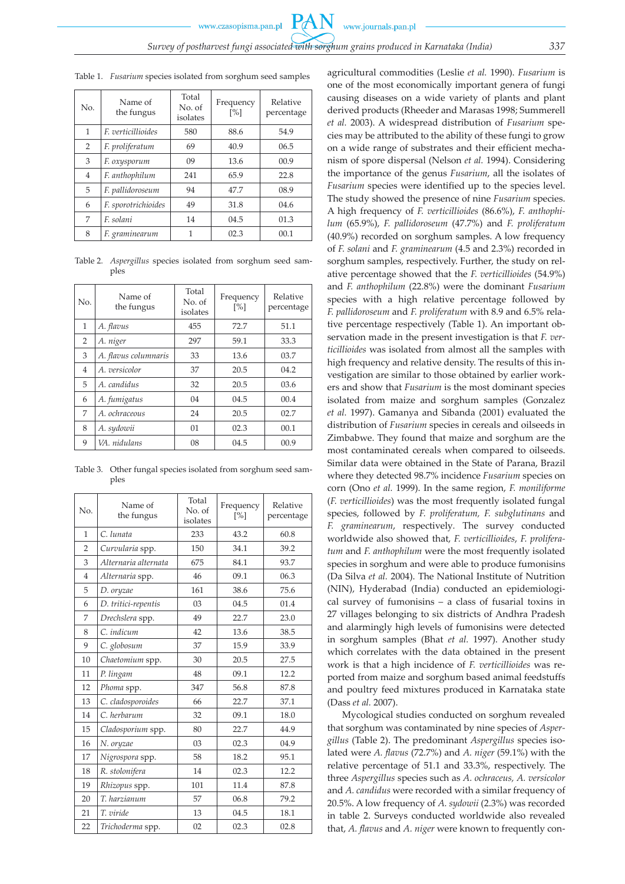Table 1. *Fusarium* species isolated from sorghum seed samples

| No. | Name of the fungus | Total No. of isolates | Frequency [%] | Relative percentage |
|---|---|---|---|---|
| 1 | *F. verticillioides* | 580 | 88.6 | 54.9 |
| 2 | *F. proliferatum* | 69 | 40.9 | 06.5 |
| 3 | *F. oxysporum* | 09 | 13.6 | 00.9 |
| 4 | *F. anthophilum* | 241 | 65.9 | 22.8 |
| 5 | *F. pallidoroseum* | 94 | 47.7 | 08.9 |
| 6 | *F. sporotrichioides* | 49 | 31.8 | 04.6 |
| 7 | *F. solani* | 14 | 04.5 | 01.3 |
| 8 | *F. graminearum* | 1 | 02.3 | 00.1 |

Table 2. *Aspergillus* species isolated from sorghum seed samples

| No. | Name of the fungus | Total No. of isolates | Frequency [%] | Relative percentage |
|---|---|---|---|---|
| 1 | *A. flavus* | 455 | 72.7 | 51.1 |
| 2 | *A. niger* | 297 | 59.1 | 33.3 |
| 3 | *A. flavus columnaris* | 33 | 13.6 | 03.7 |
| 4 | *A. versicolor* | 37 | 20.5 | 04.2 |
| 5 | *A. candidus* | 32 | 20.5 | 03.6 |
| 6 | *A. fumigatus* | 04 | 04.5 | 00.4 |
| 7 | *A. ochraceous* | 24 | 20.5 | 02.7 |
| 8 | *A. sydowii* | 01 | 02.3 | 00.1 |
| 9 | *VA. nidulans* | 08 | 04.5 | 00.9 |

Table 3. Other fungal species isolated from sorghum seed samples

| No. | Name of the fungus | Total No. of isolates | Frequency [%] | Relative percentage |
|---|---|---|---|---|
| 1 | *C. lunata* | 233 | 43.2 | 60.8 |
| 2 | *Curvularia* spp. | 150 | 34.1 | 39.2 |
| 3 | *Alternaria alternata* | 675 | 84.1 | 93.7 |
| 4 | *Alternaria* spp. | 46 | 09.1 | 06.3 |
| 5 | *D. oryzae* | 161 | 38.6 | 75.6 |
| 6 | *D. tritici-repentis* | 03 | 04.5 | 01.4 |
| 7 | *Drechslera* spp. | 49 | 22.7 | 23.0 |
| 8 | *C. indicum* | 42 | 13.6 | 38.5 |
| 9 | *C. globosum* | 37 | 15.9 | 33.9 |
| 10 | *Chaetomium* spp. | 30 | 20.5 | 27.5 |
| 11 | *P. lingam* | 48 | 09.1 | 12.2 |
| 12 | *Phoma* spp. | 347 | 56.8 | 87.8 |
| 13 | *C. cladosporoides* | 66 | 22.7 | 37.1 |
| 14 | *C. herbarum* | 32 | 09.1 | 18.0 |
| 15 | *Cladosporium* spp. | 80 | 22.7 | 44.9 |
| 16 | *N. oryzae* | 03 | 02.3 | 04.9 |
| 17 | *Nigrospora* spp. | 58 | 18.2 | 95.1 |
| 18 | *R. stolonifera* | 14 | 02.3 | 12.2 |
| 19 | *Rhizopus* spp. | 101 | 11.4 | 87.8 |
| 20 | *T. harzianum* | 57 | 06.8 | 79.2 |
| 21 | *T. viride* | 13 | 04.5 | 18.1 |
| 22 | *Trichoderma* spp. | 02 | 02.3 | 02.8 |

agricultural commodities (Leslie *et al.* 1990). *Fusarium* is one of the most economically important genera of fungi causing diseases on a wide variety of plants and plant derived products (Rheeder and Marasas 1998; Summerell *et al.* 2003). A widespread distribution of *Fusarium* species may be attributed to the ability of these fungi to grow on a wide range of substrates and their efficient mechanism of spore dispersal (Nelson *et al.* 1994). Considering the importance of the genus *Fusarium*, all the isolates of *Fusarium* species were identified up to the species level. The study showed the presence of nine *Fusarium* species. A high frequency of *F. verticillioides* (86.6%), *F. anthophilum* (65.9%), *F. pallidoroseum* (47.7%) and *F. proliferatum* (40.9%) recorded on sorghum samples. A low frequency of *F. solani* and *F. graminearum* (4.5 and 2.3%) recorded in sorghum samples, respectively. Further, the study on relative percentage showed that the *F. verticillioides* (54.9%) and *F. anthophilum* (22.8%) were the dominant *Fusarium* species with a high relative percentage followed by *F. pallidoroseum* and *F. proliferatum* with 8.9 and 6.5% relative percentage respectively (Table 1). An important observation made in the present investigation is that *F. verticillioides* was isolated from almost all the samples with high frequency and relative density. The results of this investigation are similar to those obtained by earlier workers and show that *Fusarium* is the most dominant species isolated from maize and sorghum samples (Gonzalez *et al.* 1997). Gamanya and Sibanda (2001) evaluated the distribution of *Fusarium* species in cereals and oilseeds in Zimbabwe. They found that maize and sorghum are the most contaminated cereals when compared to oilseeds. Similar data were obtained in the State of Parana, Brazil where they detected 98.7% incidence *Fusarium* species on corn (Ono *et al.* 1999). In the same region, *F. moniliforme* (*F. verticillioides*) was the most frequently isolated fungal species, followed by *F. proliferatum*, *F. subglutinans* and *F. graminearum*, respectively. The survey conducted worldwide also showed that, *F. verticillioides*, *F. proliferatum* and *F. anthophilum* were the most frequently isolated species in sorghum and were able to produce fumonisins (Da Silva *et al.* 2004). The National Institute of Nutrition (NIN), Hyderabad (India) conducted an epidemiological survey of fumonisins – a class of fusarial toxins in 27 villages belonging to six districts of Andhra Pradesh and alarmingly high levels of fumonisins were detected in sorghum samples (Bhat *et al.* 1997). Another study which correlates with the data obtained in the present work is that a high incidence of *F. verticillioides* was reported from maize and sorghum based animal feedstuffs and poultry feed mixtures produced in Karnataka state (Dass *et al.* 2007).

Mycological studies conducted on sorghum revealed that sorghum was contaminated by nine species of *Aspergillus* (Table 2). The predominant *Aspergillus* species isolated were *A. flavus* (72.7%) and *A. niger* (59.1%) with the relative percentage of 51.1 and 33.3%, respectively. The three *Aspergillus* species such as *A. ochraceus, A. versicolor* and *A. candidus* were recorded with a similar frequency of 20.5%. A low frequency of *A. sydowii* (2.3%) was recorded in table 2. Surveys conducted worldwide also revealed that, *A. flavus* and *A. niger* were known to frequently con-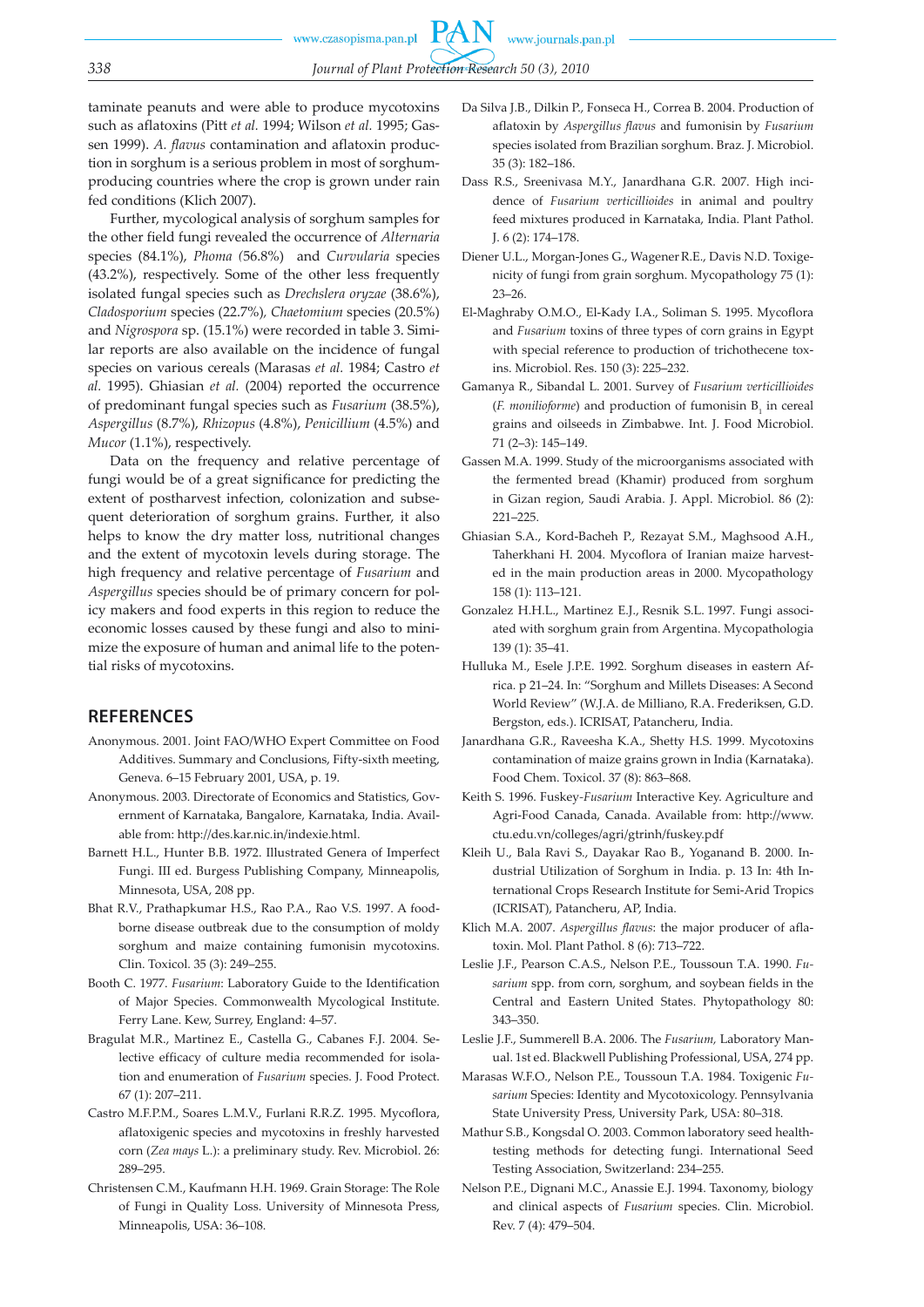taminate peanuts and were able to produce mycotoxins such as aflatoxins (Pitt *et al.* 1994; Wilson *et al.* 1995; Gassen 1999). *A. flavus* contamination and aflatoxin production in sorghum is a serious problem in most of sorghum-producing countries where the crop is grown under rain fed conditions (Klich 2007).

Further, mycological analysis of sorghum samples for the other field fungi revealed the occurrence of *Alternaria* species (84.1%), *Phoma* (56.8%) and *Curvularia* species (43.2%), respectively. Some of the other less frequently isolated fungal species such as *Drechslera oryzae* (38.6%), *Cladosporium* species (22.7%), *Chaetomium* species (20.5%) and *Nigrospora* sp. (15.1%) were recorded in table 3. Similar reports are also available on the incidence of fungal species on various cereals (Marasas *et al.* 1984; Castro *et al.* 1995). Ghiasian *et al.* (2004) reported the occurrence of predominant fungal species such as *Fusarium* (38.5%), *Aspergillus* (8.7%), *Rhizopus* (4.8%), *Penicillium* (4.5%) and *Mucor* (1.1%), respectively.

Data on the frequency and relative percentage of fungi would be of a great significance for predicting the extent of postharvest infection, colonization and subsequent deterioration of sorghum grains. Further, it also helps to know the dry matter loss, nutritional changes and the extent of mycotoxin levels during storage. The high frequency and relative percentage of *Fusarium* and *Aspergillus* species should be of primary concern for policy makers and food experts in this region to reduce the economic losses caused by these fungi and also to minimize the exposure of human and animal life to the potential risks of mycotoxins.

## REFERENCES

Anonymous. 2001. Joint FAO/WHO Expert Committee on Food Additives. Summary and Conclusions, Fifty-sixth meeting, Geneva. 6–15 February 2001, USA, p. 19.

Anonymous. 2003. Directorate of Economics and Statistics, Government of Karnataka, Bangalore, Karnataka, India. Available from: http://des.kar.nic.in/indexie.html.

Barnett H.L., Hunter B.B. 1972. Illustrated Genera of Imperfect Fungi. III ed. Burgess Publishing Company, Minneapolis, Minnesota, USA, 208 pp.

Bhat R.V., Prathapkumar H.S., Rao P.A., Rao V.S. 1997. A food-borne disease outbreak due to the consumption of moldy sorghum and maize containing fumonisin mycotoxins. Clin. Toxicol. 35 (3): 249–255.

Booth C. 1977. *Fusarium*: Laboratory Guide to the Identification of Major Species. Commonwealth Mycological Institute. Ferry Lane. Kew, Surrey, England: 4–57.

Bragulat M.R., Martinez E., Castella G., Cabanes F.J. 2004. Selective efficacy of culture media recommended for isolation and enumeration of *Fusarium* species. J. Food Protect. 67 (1): 207–211.

Castro M.F.P.M., Soares L.M.V., Furlani R.R.Z. 1995. Mycoflora, aflatoxigenic species and mycotoxins in freshly harvested corn (*Zea mays* L.): a preliminary study. Rev. Microbiol. 26: 289–295.

Christensen C.M., Kaufmann H.H. 1969. Grain Storage: The Role of Fungi in Quality Loss. University of Minnesota Press, Minneapolis, USA: 36–108.

Da Silva J.B., Dilkin P., Fonseca H., Correa B. 2004. Production of aflatoxin by *Aspergillus flavus* and fumonisin by *Fusarium* species isolated from Brazilian sorghum. Braz. J. Microbiol. 35 (3): 182–186.

Dass R.S., Sreenivasa M.Y., Janardhana G.R. 2007. High incidence of *Fusarium verticillioides* in animal and poultry feed mixtures produced in Karnataka, India. Plant Pathol. J. 6 (2): 174–178.

Diener U.L., Morgan-Jones G., Wagener R.E., Davis N.D. Toxigenicity of fungi from grain sorghum. Mycopathology 75 (1): 23–26.

El-Maghraby O.M.O., El-Kady I.A., Soliman S. 1995. Mycoflora and *Fusarium* toxins of three types of corn grains in Egypt with special reference to production of trichothecene toxins. Microbiol. Res. 150 (3): 225–232.

Gamanya R., Sibandal L. 2001. Survey of *Fusarium verticillioides* (*F. monilioforme*) and production of fumonisin $B_1$ in cereal grains and oilseeds in Zimbabwe. Int. J. Food Microbiol. 71 (2–3): 145–149.

Gassen M.A. 1999. Study of the microorganisms associated with the fermented bread (Khamir) produced from sorghum in Gizan region, Saudi Arabia. J. Appl. Microbiol. 86 (2): 221–225.

Ghiasian S.A., Kord-Bacheh P., Rezayat S.M., Maghsood A.H., Taherkhani H. 2004. Mycoflora of Iranian maize harvested in the main production areas in 2000. Mycopathology 158 (1): 113–121.

Gonzalez H.H.L., Martinez E.J., Resnik S.L. 1997. Fungi associated with sorghum grain from Argentina. Mycopathologia 139 (1): 35–41.

Hulluka M., Esele J.P.E. 1992. Sorghum diseases in eastern Africa. p 21–24. In: "Sorghum and Millets Diseases: A Second World Review" (W.J.A. de Milliano, R.A. Frederiksen, G.D. Bergston, eds.). ICRISAT, Patancheru, India.

Janardhana G.R., Raveesha K.A., Shetty H.S. 1999. Mycotoxins contamination of maize grains grown in India (Karnataka). Food Chem. Toxicol. 37 (8): 863–868.

Keith S. 1996. Fuskey-*Fusarium* Interactive Key. Agriculture and Agri-Food Canada, Canada. Available from: http://www.ctu.edu.vn/colleges/agri/gtrinh/fuskey.pdf

Kleih U., Bala Ravi S., Dayakar Rao B., Yoganand B. 2000. Industrial Utilization of Sorghum in India. p. 13 In: 4th International Crops Research Institute for Semi-Arid Tropics (ICRISAT), Patancheru, AP, India.

Klich M.A. 2007. *Aspergillus flavus*: the major producer of aflatoxin. Mol. Plant Pathol. 8 (6): 713–722.

Leslie J.F., Pearson C.A.S., Nelson P.E., Toussoun T.A. 1990. *Fusarium* spp. from corn, sorghum, and soybean fields in the Central and Eastern United States. Phytopathology 80: 343–350.

Leslie J.F., Summerell B.A. 2006. The *Fusarium*, Laboratory Manual. 1st ed. Blackwell Publishing Professional, USA, 274 pp.

Marasas W.F.O., Nelson P.E., Toussoun T.A. 1984. Toxigenic *Fusarium* Species: Identity and Mycotoxicology. Pennsylvania State University Press, University Park, USA: 80–318.

Mathur S.B., Kongsdal O. 2003. Common laboratory seed health-testing methods for detecting fungi. International Seed Testing Association, Switzerland: 234–255.

Nelson P.E., Dignani M.C., Anassie E.J. 1994. Taxonomy, biology and clinical aspects of *Fusarium* species. Clin. Microbiol. Rev. 7 (4): 479–504.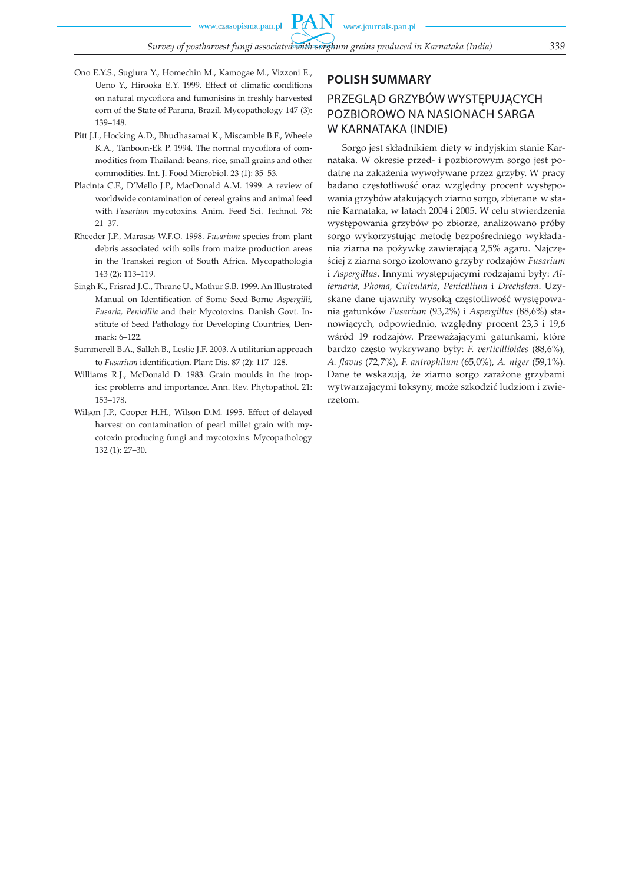Ono E.Y.S., Sugiura Y., Homechin M., Kamogae M., Vizzoni E., Ueno Y., Hirooka E.Y. 1999. Effect of climatic conditions on natural mycoflora and fumonisins in freshly harvested corn of the State of Parana, Brazil. Mycopathology 147 (3): 139–148.

Pitt J.I., Hocking A.D., Bhudhasamai K., Miscamble B.F., Wheele K.A., Tanboon-Ek P. 1994. The normal mycoflora of commodities from Thailand: beans, rice, small grains and other commodities. Int. J. Food Microbiol. 23 (1): 35–53.

Placinta C.F., D'Mello J.P., MacDonald A.M. 1999. A review of worldwide contamination of cereal grains and animal feed with *Fusarium* mycotoxins. Anim. Feed Sci. Technol. 78: 21–37.

Rheeder J.P., Marasas W.F.O. 1998. *Fusarium* species from plant debris associated with soils from maize production areas in the Transkei region of South Africa. Mycopathologia 143 (2): 113–119.

Singh K., Frisrad J.C., Thrane U., Mathur S.B. 1999. An Illustrated Manual on Identification of Some Seed-Borne *Aspergilli, Fusaria, Penicillia* and their Mycotoxins. Danish Govt. Institute of Seed Pathology for Developing Countries, Denmark: 6–122.

Summerell B.A., Salleh B., Leslie J.F. 2003. A utilitarian approach to *Fusarium* identification. Plant Dis. 87 (2): 117–128.

Williams R.J., McDonald D. 1983. Grain moulds in the tropics: problems and importance. Ann. Rev. Phytopathol. 21: 153–178.

Wilson J.P., Cooper H.H., Wilson D.M. 1995. Effect of delayed harvest on contamination of pearl millet grain with mycotoxin producing fungi and mycotoxins. Mycopathology 132 (1): 27–30.

## POLISH SUMMARY

### PRZEGLĄD GRZYBÓW WYSTĘPUJĄCYCH POZBIOROWO NA NASIONACH SARGA W KARNATAKA (INDIE)

Sorgo jest składnikiem diety w indyjskim stanie Karnataka. W okresie przed- i pozbiorowym sorgo jest podatne na zakażenia wywoływane przez grzyby. W pracy badano częstotliwość oraz względny procent występowania grzybów atakujących ziarno sorgo, zbierane w stanie Karnataka, w latach 2004 i 2005. W celu stwierdzenia występowania grzybów po zbiorze, analizowano próby sorgo wykorzystując metodę bezpośredniego wykładania ziarna na pożywkę zawierającą 2,5% agaru. Najczęściej z ziarna sorgo izolowano grzyby rodzajów *Fusarium* i *Aspergillus*. Innymi występującymi rodzajami były: *Alternaria*, *Phoma*, *Culvularia*, *Penicillium* i *Drechslera*. Uzyskane dane ujawniły wysoką częstotliwość występowania gatunków *Fusarium* (93,2%) i *Aspergillus* (88,6%) stanowiących, odpowiednio, względny procent 23,3 i 19,6 wśród 19 rodzajów. Przeważającymi gatunkami, które bardzo często wykrywano były: *F. verticillioides* (88,6%), *A. flavus* (72,7%), *F. antrophilum* (65,0%), *A. niger* (59,1%). Dane te wskazują, że ziarno sorgo zarażone grzybami wytwarzającymi toksyny, może szkodzić ludziom i zwierzętom.